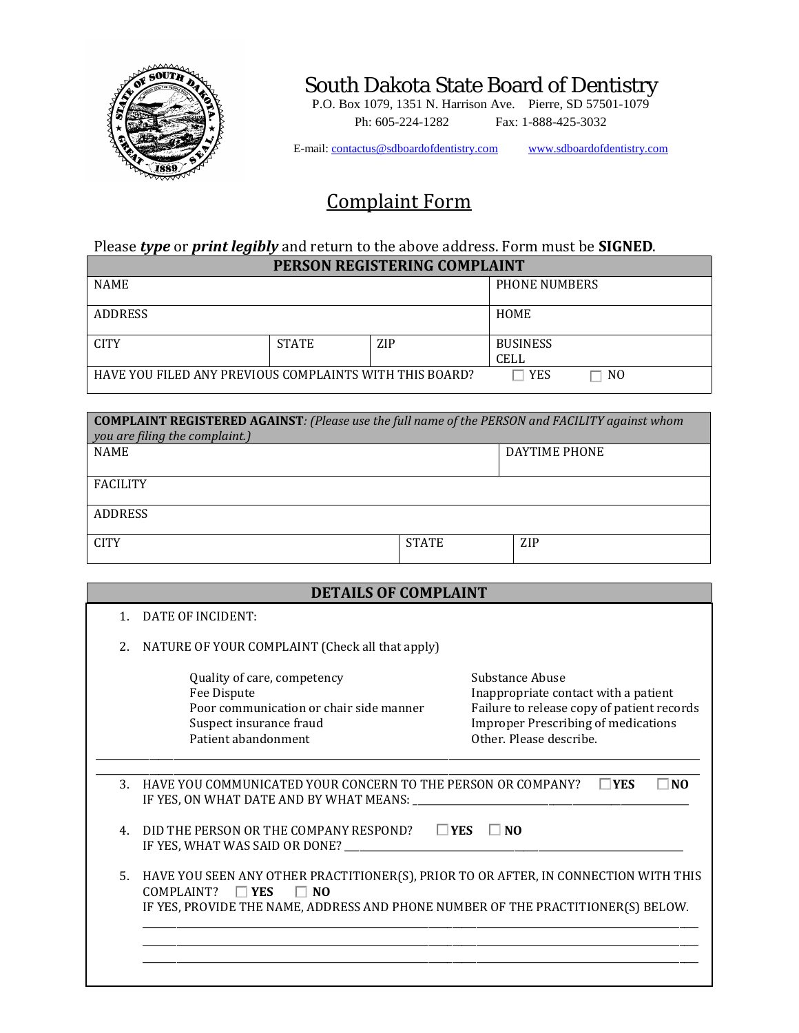# South Dakota State Board of Dentistry

P.O. Box 1079, 1351 N. Harrison Ave. Pierre, SD 57501-1079

Ph: 605-224-1282 Fax: 1-888-425-3032

E-mail: contactus@sdboardofdentistry.com www.sdboardofdentistry.com

## Complaint Form

Please ***type*** or ***print legibly*** and return to the above address. Form must be **SIGNED**.

| **PERSON REGISTERING COMPLAINT** | | | |
|---|---|---|---|
| NAME | | | PHONE NUMBERS |
| ADDRESS | | | HOME |
| CITY | STATE | ZIP | BUSINESS<br>CELL |
| HAVE YOU FILED ANY PREVIOUS COMPLAINTS WITH THIS BOARD? | | | ☐ YES ☐ NO |

| **COMPLAINT REGISTERED AGAINST**: *(Please use the full name of the PERSON and FACILITY against whom you are filing the complaint.)* | | |
|---|---|---|
| NAME | | DAYTIME PHONE |
| FACILITY | | |
| ADDRESS | | |
| CITY | STATE | ZIP |

### DETAILS OF COMPLAINT

1. DATE OF INCIDENT:

2. NATURE OF YOUR COMPLAINT (Check all that apply)

   - Quality of care, competency
   - Fee Dispute
   - Poor communication or chair side manner
   - Suspect insurance fraud
   - Patient abandonment
   - Substance Abuse
   - Inappropriate contact with a patient
   - Failure to release copy of patient records
   - Improper Prescribing of medications
   - Other. Please describe.

______________________________________________________________________________

3. HAVE YOU COMMUNICATED YOUR CONCERN TO THE PERSON OR COMPANY? ☐ **YES** ☐ **NO**
   IF YES, ON WHAT DATE AND BY WHAT MEANS: ______________________________

4. DID THE PERSON OR THE COMPANY RESPOND? ☐ **YES** ☐ **NO**
   IF YES, WHAT WAS SAID OR DONE? ______________________________

5. HAVE YOU SEEN ANY OTHER PRACTITIONER(S), PRIOR TO OR AFTER, IN CONNECTION WITH THIS COMPLAINT? ☐ **YES** ☐ **NO**
   IF YES, PROVIDE THE NAME, ADDRESS AND PHONE NUMBER OF THE PRACTITIONER(S) BELOW.
   ______________________________________________________________________________
   ______________________________________________________________________________
   ______________________________________________________________________________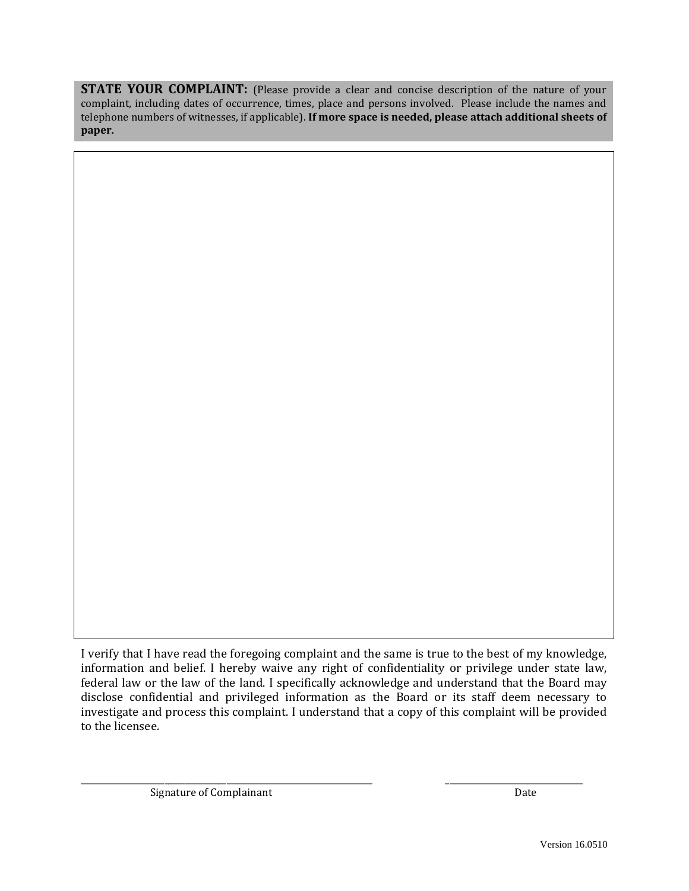**STATE YOUR COMPLAINT:** (Please provide a clear and concise description of the nature of your complaint, including dates of occurrence, times, place and persons involved. Please include the names and telephone numbers of witnesses, if applicable). **If more space is needed, please attach additional sheets of paper.**

I verify that I have read the foregoing complaint and the same is true to the best of my knowledge, information and belief. I hereby waive any right of confidentiality or privilege under state law, federal law or the law of the land. I specifically acknowledge and understand that the Board may disclose confidential and privileged information as the Board or its staff deem necessary to investigate and process this complaint. I understand that a copy of this complaint will be provided to the licensee.

______________________________________ ______________________

Signature of Complainant Date

Version 16.0510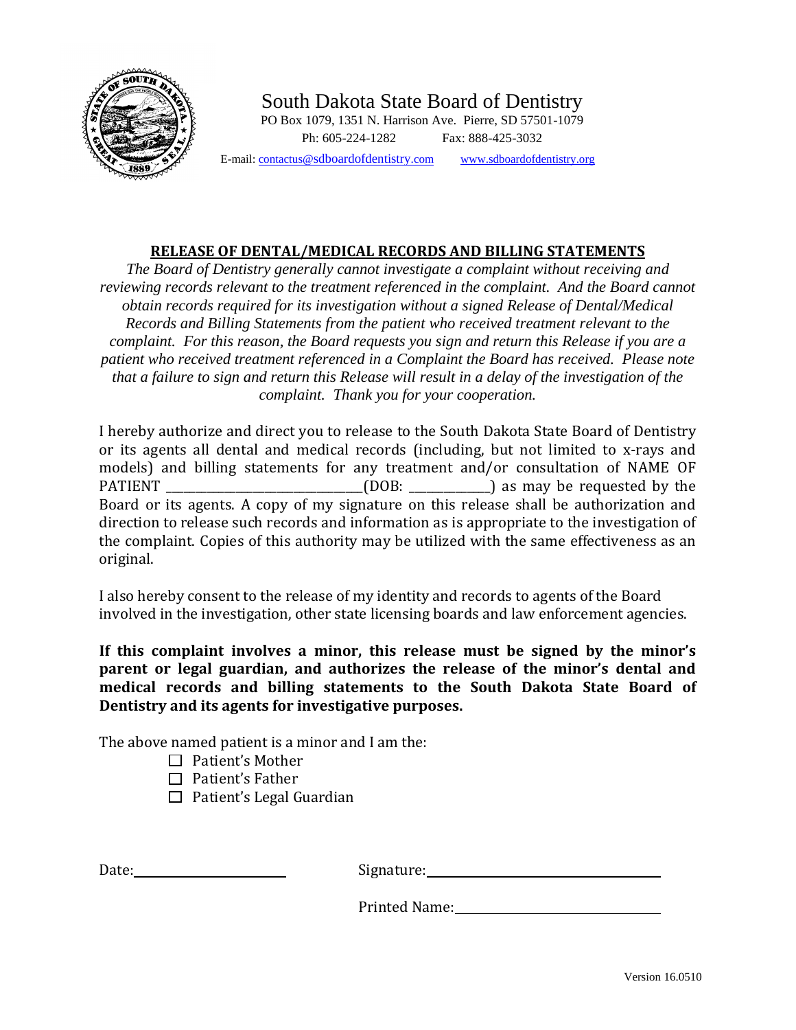South Dakota State Board of Dentistry

PO Box 1079, 1351 N. Harrison Ave. Pierre, SD 57501-1079

Ph: 605-224-1282 Fax: 888-425-3032

E-mail: contactus@sdboardofdentistry.com www.sdboardofdentistry.org

## RELEASE OF DENTAL/MEDICAL RECORDS AND BILLING STATEMENTS

*The Board of Dentistry generally cannot investigate a complaint without receiving and reviewing records relevant to the treatment referenced in the complaint. And the Board cannot obtain records required for its investigation without a signed Release of Dental/Medical Records and Billing Statements from the patient who received treatment relevant to the complaint. For this reason, the Board requests you sign and return this Release if you are a patient who received treatment referenced in a Complaint the Board has received. Please note that a failure to sign and return this Release will result in a delay of the investigation of the complaint. Thank you for your cooperation.*

I hereby authorize and direct you to release to the South Dakota State Board of Dentistry or its agents all dental and medical records (including, but not limited to x-rays and models) and billing statements for any treatment and/or consultation of NAME OF PATIENT ______________________________(DOB: ____________) as may be requested by the Board or its agents. A copy of my signature on this release shall be authorization and direction to release such records and information as is appropriate to the investigation of the complaint. Copies of this authority may be utilized with the same effectiveness as an original.

I also hereby consent to the release of my identity and records to agents of the Board involved in the investigation, other state licensing boards and law enforcement agencies.

**If this complaint involves a minor, this release must be signed by the minor's parent or legal guardian, and authorizes the release of the minor's dental and medical records and billing statements to the South Dakota State Board of Dentistry and its agents for investigative purposes.**

The above named patient is a minor and I am the:

- ☐ Patient's Mother
- ☐ Patient's Father
- ☐ Patient's Legal Guardian

Date:______________________ Signature:________________________________

Printed Name:____________________________

Version 16.0510